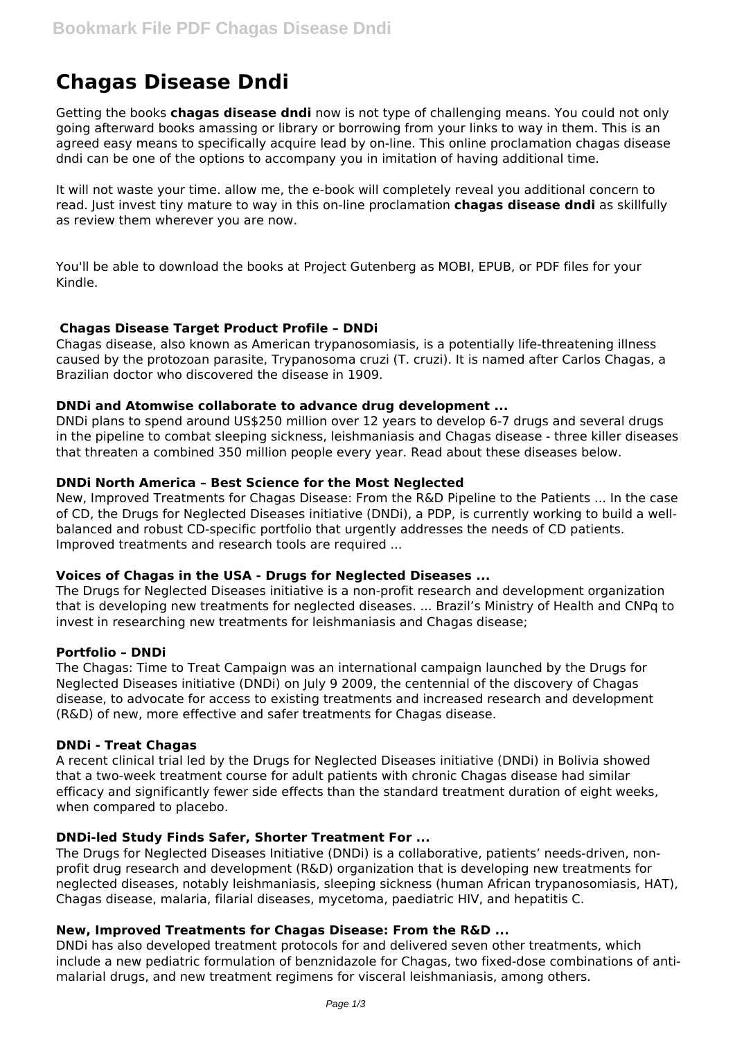# Chagas Disease Dndi

Getting the books **chagas disease dndi** now is not type of challenging means. You could not only going afterward books amassing or library or borrowing from your links to way in them. This is an agreed easy means to specifically acquire lead by on-line. This online proclamation chagas disease dndi can be one of the options to accompany you in imitation of having additional time.

It will not waste your time. allow me, the e-book will completely reveal you additional concern to read. Just invest tiny mature to way in this on-line proclamation **chagas disease dndi** as skillfully as review them wherever you are now.

You'll be able to download the books at Project Gutenberg as MOBI, EPUB, or PDF files for your Kindle.

### Chagas Disease Target Product Profile – DNDi

Chagas disease, also known as American trypanosomiasis, is a potentially life-threatening illness caused by the protozoan parasite, Trypanosoma cruzi (T. cruzi). It is named after Carlos Chagas, a Brazilian doctor who discovered the disease in 1909.

### DNDi and Atomwise collaborate to advance drug development ...

DNDi plans to spend around US$250 million over 12 years to develop 6-7 drugs and several drugs in the pipeline to combat sleeping sickness, leishmaniasis and Chagas disease - three killer diseases that threaten a combined 350 million people every year. Read about these diseases below.

### DNDi North America – Best Science for the Most Neglected

New, Improved Treatments for Chagas Disease: From the R&D Pipeline to the Patients ... In the case of CD, the Drugs for Neglected Diseases initiative (DNDi), a PDP, is currently working to build a well-balanced and robust CD-specific portfolio that urgently addresses the needs of CD patients. Improved treatments and research tools are required ...

### Voices of Chagas in the USA - Drugs for Neglected Diseases ...

The Drugs for Neglected Diseases initiative is a non-profit research and development organization that is developing new treatments for neglected diseases. ... Brazil's Ministry of Health and CNPq to invest in researching new treatments for leishmaniasis and Chagas disease;

### Portfolio – DNDi

The Chagas: Time to Treat Campaign was an international campaign launched by the Drugs for Neglected Diseases initiative (DNDi) on July 9 2009, the centennial of the discovery of Chagas disease, to advocate for access to existing treatments and increased research and development (R&D) of new, more effective and safer treatments for Chagas disease.

### DNDi - Treat Chagas

A recent clinical trial led by the Drugs for Neglected Diseases initiative (DNDi) in Bolivia showed that a two-week treatment course for adult patients with chronic Chagas disease had similar efficacy and significantly fewer side effects than the standard treatment duration of eight weeks, when compared to placebo.

### DNDi-led Study Finds Safer, Shorter Treatment For ...

The Drugs for Neglected Diseases Initiative (DNDi) is a collaborative, patients' needs-driven, non-profit drug research and development (R&D) organization that is developing new treatments for neglected diseases, notably leishmaniasis, sleeping sickness (human African trypanosomiasis, HAT), Chagas disease, malaria, filarial diseases, mycetoma, paediatric HIV, and hepatitis C.

### New, Improved Treatments for Chagas Disease: From the R&D ...

DNDi has also developed treatment protocols for and delivered seven other treatments, which include a new pediatric formulation of benznidazole for Chagas, two fixed-dose combinations of anti-malarial drugs, and new treatment regimens for visceral leishmaniasis, among others.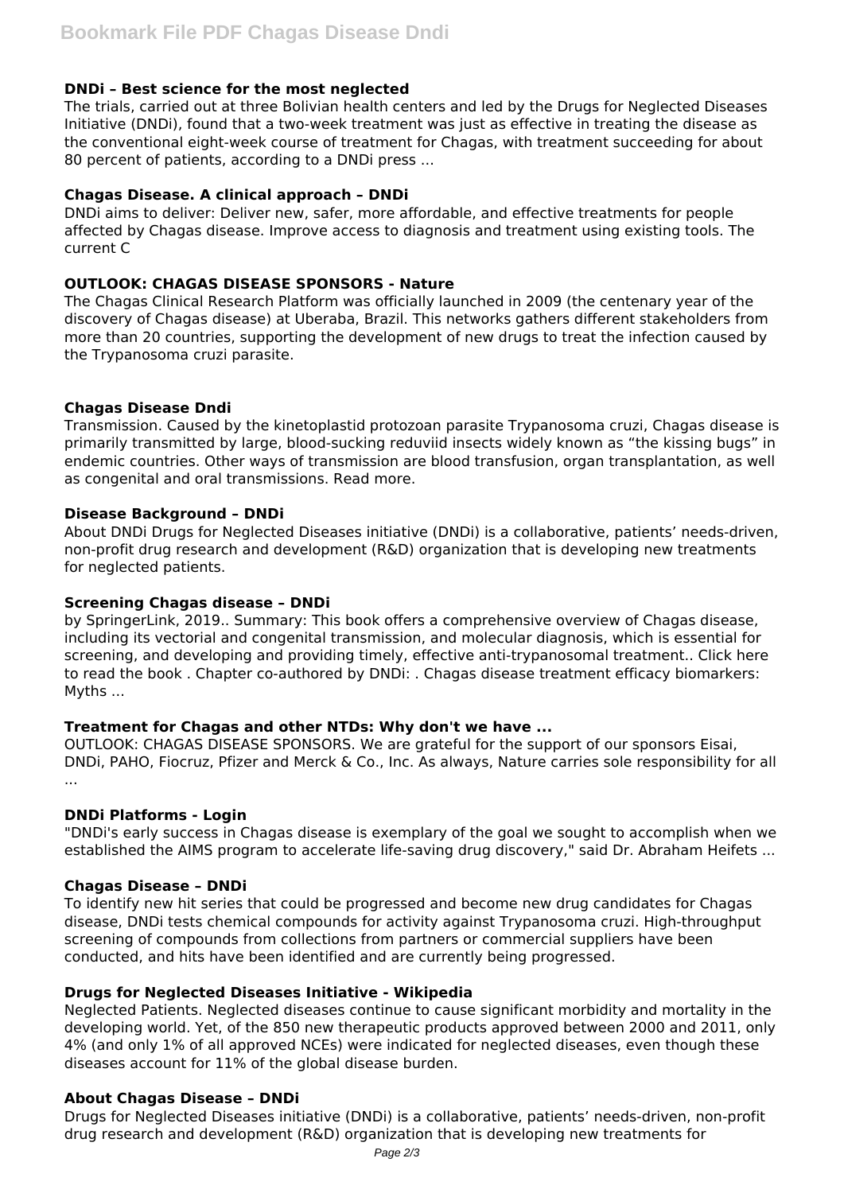### DNDi – Best science for the most neglected

The trials, carried out at three Bolivian health centers and led by the Drugs for Neglected Diseases Initiative (DNDi), found that a two-week treatment was just as effective in treating the disease as the conventional eight-week course of treatment for Chagas, with treatment succeeding for about 80 percent of patients, according to a DNDi press ...

### Chagas Disease. A clinical approach – DNDi

DNDi aims to deliver: Deliver new, safer, more affordable, and effective treatments for people affected by Chagas disease. Improve access to diagnosis and treatment using existing tools. The current C

### OUTLOOK: CHAGAS DISEASE SPONSORS - Nature

The Chagas Clinical Research Platform was officially launched in 2009 (the centenary year of the discovery of Chagas disease) at Uberaba, Brazil. This networks gathers different stakeholders from more than 20 countries, supporting the development of new drugs to treat the infection caused by the Trypanosoma cruzi parasite.

### Chagas Disease Dndi

Transmission. Caused by the kinetoplastid protozoan parasite Trypanosoma cruzi, Chagas disease is primarily transmitted by large, blood-sucking reduviid insects widely known as "the kissing bugs" in endemic countries. Other ways of transmission are blood transfusion, organ transplantation, as well as congenital and oral transmissions. Read more.

### Disease Background – DNDi

About DNDi Drugs for Neglected Diseases initiative (DNDi) is a collaborative, patients' needs-driven, non-profit drug research and development (R&D) organization that is developing new treatments for neglected patients.

### Screening Chagas disease – DNDi

by SpringerLink, 2019.. Summary: This book offers a comprehensive overview of Chagas disease, including its vectorial and congenital transmission, and molecular diagnosis, which is essential for screening, and developing and providing timely, effective anti-trypanosomal treatment.. Click here to read the book . Chapter co-authored by DNDi: . Chagas disease treatment efficacy biomarkers: Myths ...

### Treatment for Chagas and other NTDs: Why don't we have ...

OUTLOOK: CHAGAS DISEASE SPONSORS. We are grateful for the support of our sponsors Eisai, DNDi, PAHO, Fiocruz, Pfizer and Merck & Co., Inc. As always, Nature carries sole responsibility for all ...

### DNDi Platforms - Login

"DNDi's early success in Chagas disease is exemplary of the goal we sought to accomplish when we established the AIMS program to accelerate life-saving drug discovery," said Dr. Abraham Heifets ...

### Chagas Disease – DNDi

To identify new hit series that could be progressed and become new drug candidates for Chagas disease, DNDi tests chemical compounds for activity against Trypanosoma cruzi. High-throughput screening of compounds from collections from partners or commercial suppliers have been conducted, and hits have been identified and are currently being progressed.

### Drugs for Neglected Diseases Initiative - Wikipedia

Neglected Patients. Neglected diseases continue to cause significant morbidity and mortality in the developing world. Yet, of the 850 new therapeutic products approved between 2000 and 2011, only 4% (and only 1% of all approved NCEs) were indicated for neglected diseases, even though these diseases account for 11% of the global disease burden.

### About Chagas Disease – DNDi

Drugs for Neglected Diseases initiative (DNDi) is a collaborative, patients' needs-driven, non-profit drug research and development (R&D) organization that is developing new treatments for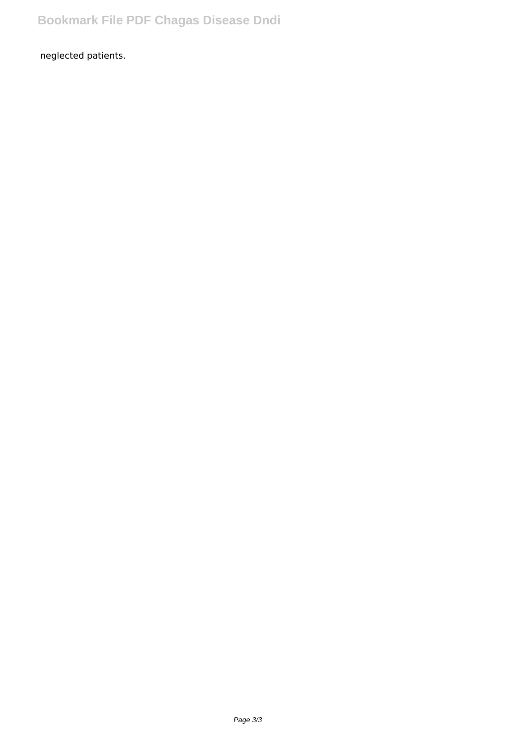neglected patients.